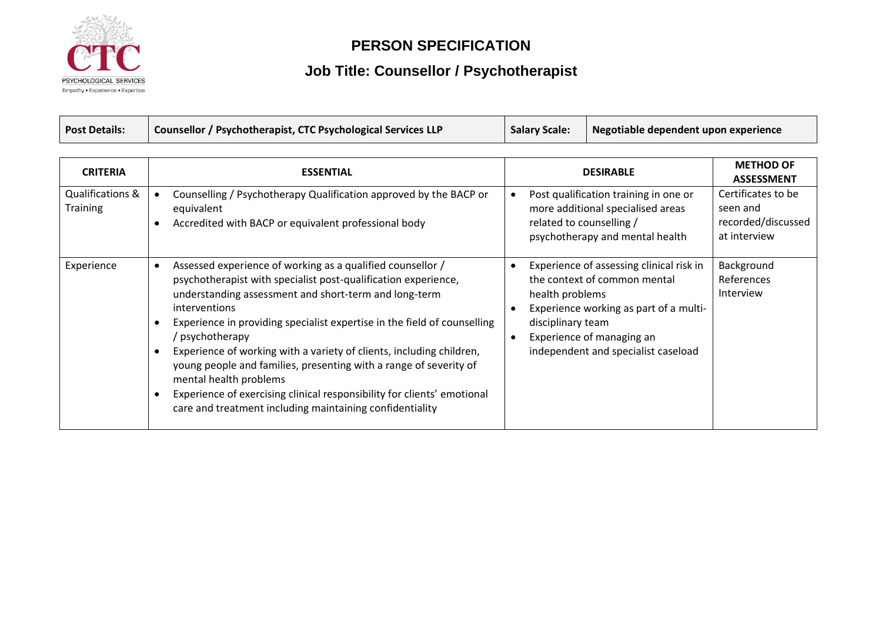# PERSON SPECIFICATION

## Job Title: Counsellor / Psychotherapist

| **Post Details:** | **Counsellor / Psychotherapist, CTC Psychological Services LLP** | **Salary Scale:** | **Negotiable dependent upon experience** |
|---|---|---|---|

| **CRITERIA** | **ESSENTIAL** | **DESIRABLE** | **METHOD OF ASSESSMENT** |
|---|---|---|---|
| Qualifications & Training | • Counselling / Psychotherapy Qualification approved by the BACP or equivalent<br>• Accredited with BACP or equivalent professional body | • Post qualification training in one or more additional specialised areas related to counselling / psychotherapy and mental health | Certificates to be seen and recorded/discussed at interview |
| Experience | • Assessed experience of working as a qualified counsellor / psychotherapist with specialist post-qualification experience, understanding assessment and short-term and long-term interventions<br>• Experience in providing specialist expertise in the field of counselling / psychotherapy<br>• Experience of working with a variety of clients, including children, young people and families, presenting with a range of severity of mental health problems<br>• Experience of exercising clinical responsibility for clients' emotional care and treatment including maintaining confidentiality | • Experience of assessing clinical risk in the context of common mental health problems<br>• Experience working as part of a multi-disciplinary team<br>• Experience of managing an independent and specialist caseload | Background<br>References<br>Interview |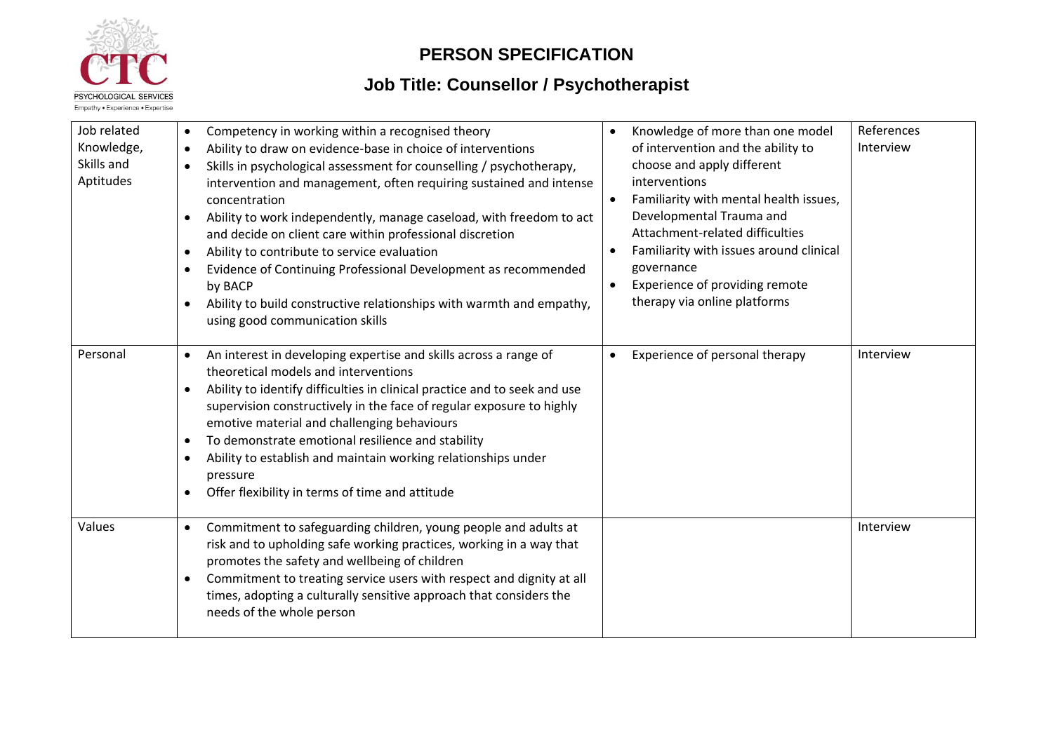# PERSON SPECIFICATION

## Job Title: Counsellor / Psychotherapist

| | | | |
|---|---|---|---|
| Job related Knowledge, Skills and Aptitudes | • Competency in working within a recognised theory<br>• Ability to draw on evidence-base in choice of interventions<br>• Skills in psychological assessment for counselling / psychotherapy, intervention and management, often requiring sustained and intense concentration<br>• Ability to work independently, manage caseload, with freedom to act and decide on client care within professional discretion<br>• Ability to contribute to service evaluation<br>• Evidence of Continuing Professional Development as recommended by BACP<br>• Ability to build constructive relationships with warmth and empathy, using good communication skills | • Knowledge of more than one model of intervention and the ability to choose and apply different interventions<br>• Familiarity with mental health issues, Developmental Trauma and Attachment-related difficulties<br>• Familiarity with issues around clinical governance<br>• Experience of providing remote therapy via online platforms | References<br>Interview |
| Personal | • An interest in developing expertise and skills across a range of theoretical models and interventions<br>• Ability to identify difficulties in clinical practice and to seek and use supervision constructively in the face of regular exposure to highly emotive material and challenging behaviours<br>• To demonstrate emotional resilience and stability<br>• Ability to establish and maintain working relationships under pressure<br>• Offer flexibility in terms of time and attitude | • Experience of personal therapy | Interview |
| Values | • Commitment to safeguarding children, young people and adults at risk and to upholding safe working practices, working in a way that promotes the safety and wellbeing of children<br>• Commitment to treating service users with respect and dignity at all times, adopting a culturally sensitive approach that considers the needs of the whole person | | Interview |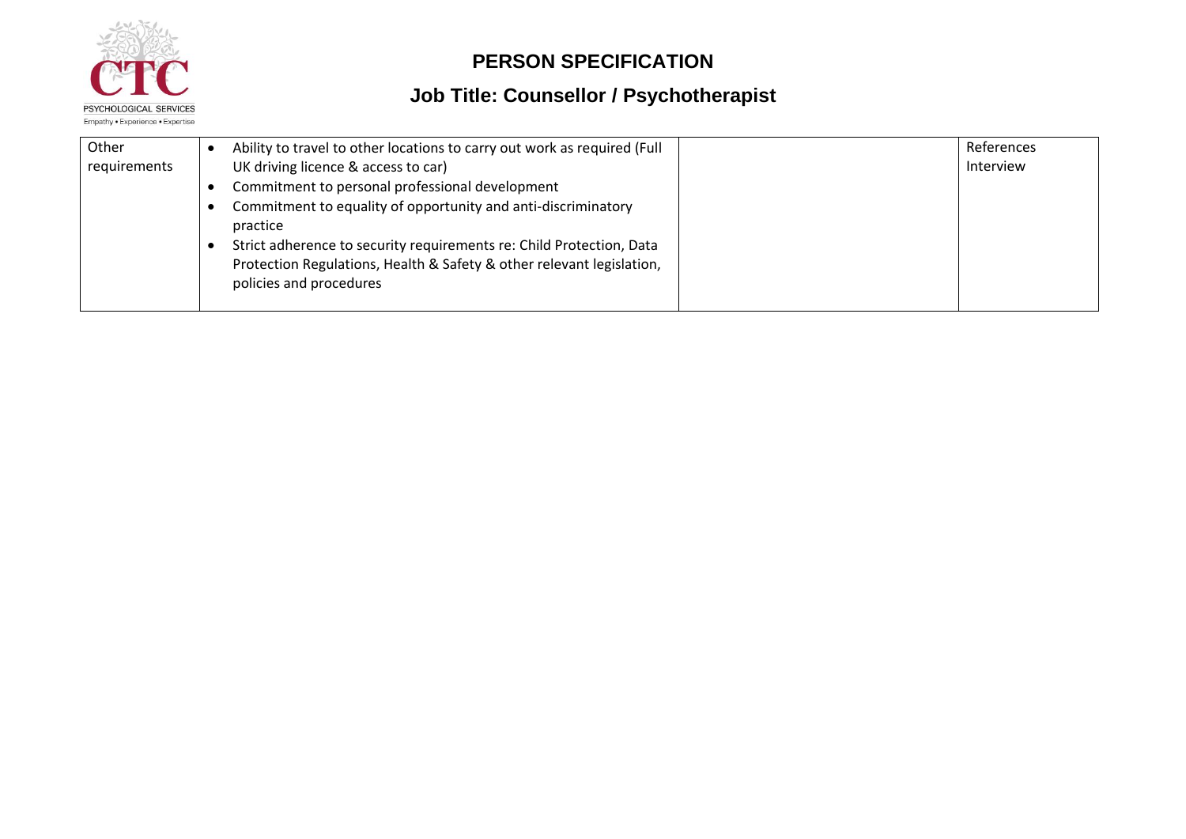# PERSON SPECIFICATION

## Job Title: Counsellor / Psychotherapist

| | | | |
|---|---|---|---|
| Other requirements | • Ability to travel to other locations to carry out work as required (Full UK driving licence & access to car)<br>• Commitment to personal professional development<br>• Commitment to equality of opportunity and anti-discriminatory practice<br>• Strict adherence to security requirements re: Child Protection, Data Protection Regulations, Health & Safety & other relevant legislation, policies and procedures | | References<br>Interview |